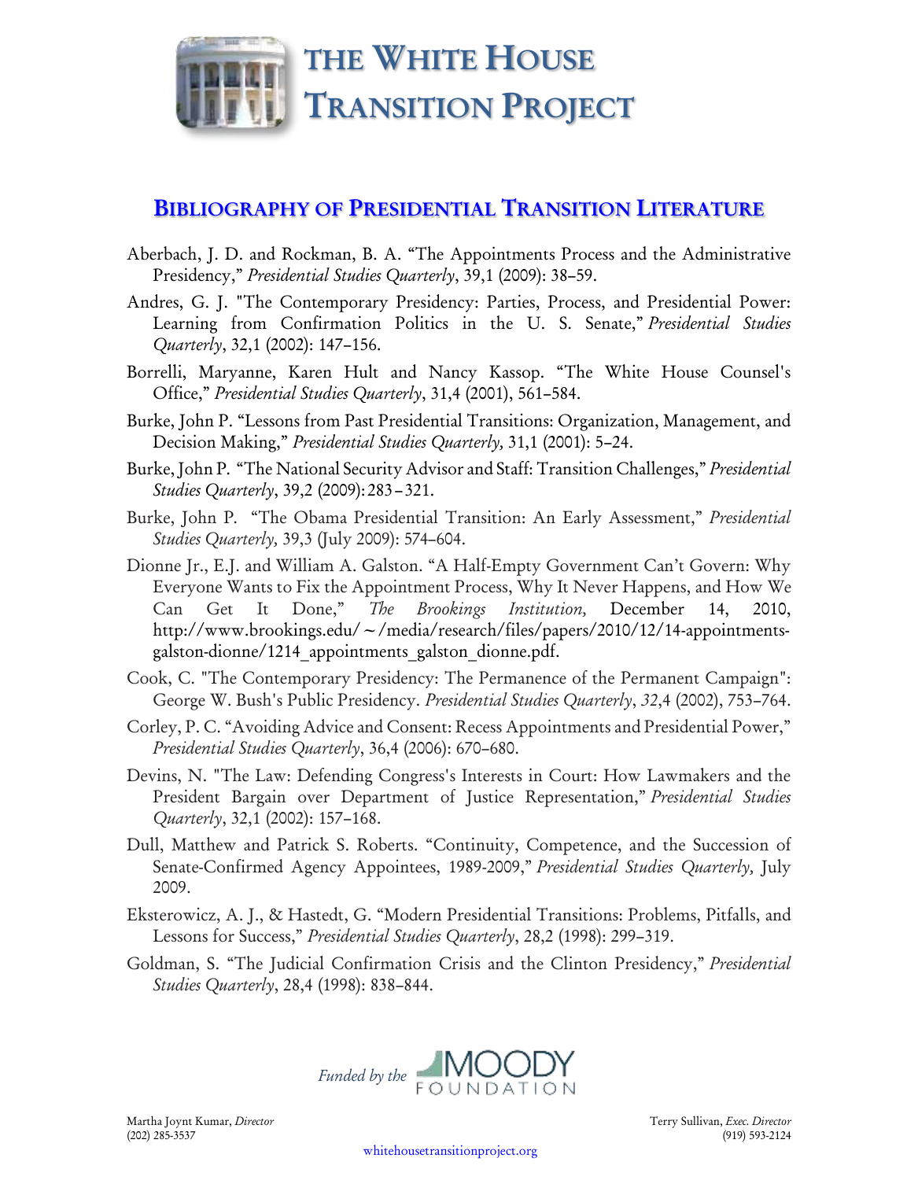# The White House Transition Project

## Bibliography of Presidential Transition Literature

Aberbach, J. D. and Rockman, B. A. "The Appointments Process and the Administrative Presidency," *Presidential Studies Quarterly*, 39,1 (2009): 38–59.

Andres, G. J. "The Contemporary Presidency: Parties, Process, and Presidential Power: Learning from Confirmation Politics in the U. S. Senate," *Presidential Studies Quarterly*, 32,1 (2002): 147–156.

Borrelli, Maryanne, Karen Hult and Nancy Kassop. "The White House Counsel's Office," *Presidential Studies Quarterly*, 31,4 (2001), 561–584.

Burke, John P. "Lessons from Past Presidential Transitions: Organization, Management, and Decision Making," *Presidential Studies Quarterly,* 31,1 (2001): 5–24.

Burke, John P. "The National Security Advisor and Staff: Transition Challenges," *Presidential Studies Quarterly*, 39,2 (2009): 283 – 321.

Burke, John P. "The Obama Presidential Transition: An Early Assessment," *Presidential Studies Quarterly,* 39,3 (July 2009): 574–604.

Dionne Jr., E.J. and William A. Galston. "A Half-Empty Government Can't Govern: Why Everyone Wants to Fix the Appointment Process, Why It Never Happens, and How We Can Get It Done," *The Brookings Institution,* December 14, 2010, http://www.brookings.edu/~/media/research/files/papers/2010/12/14-appointments-galston-dionne/1214_appointments_galston_dionne.pdf.

Cook, C. "The Contemporary Presidency: The Permanence of the Permanent Campaign": George W. Bush's Public Presidency. *Presidential Studies Quarterly*, *32*,4 (2002), 753–764.

Corley, P. C. "Avoiding Advice and Consent: Recess Appointments and Presidential Power," *Presidential Studies Quarterly*, 36,4 (2006): 670–680.

Devins, N. "The Law: Defending Congress's Interests in Court: How Lawmakers and the President Bargain over Department of Justice Representation," *Presidential Studies Quarterly*, 32,1 (2002): 157–168.

Dull, Matthew and Patrick S. Roberts. "Continuity, Competence, and the Succession of Senate-Confirmed Agency Appointees, 1989-2009," *Presidential Studies Quarterly,* July 2009.

Eksterowicz, A. J., & Hastedt, G. "Modern Presidential Transitions: Problems, Pitfalls, and Lessons for Success," *Presidential Studies Quarterly*, 28,2 (1998): 299–319.

Goldman, S. "The Judicial Confirmation Crisis and the Clinton Presidency," *Presidential Studies Quarterly*, 28,4 (1998): 838–844.

*Funded by the* Moody Foundation

Martha Joynt Kumar, *Director*
(202) 285-3537

Terry Sullivan, *Exec. Director*
(919) 593-2124

whitehousetransitionproject.org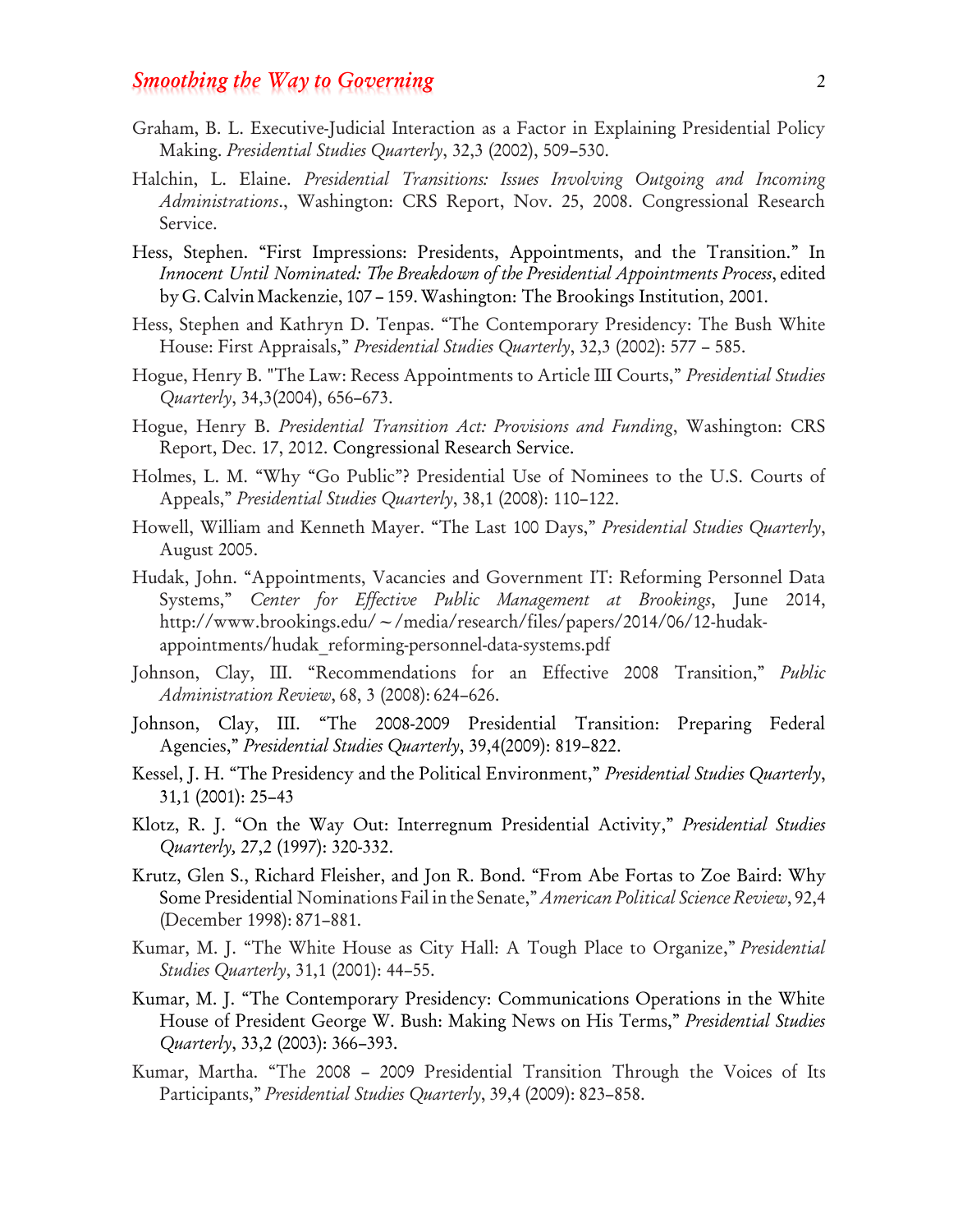Graham, B. L. Executive-Judicial Interaction as a Factor in Explaining Presidential Policy Making. *Presidential Studies Quarterly*, 32,3 (2002), 509–530.

Halchin, L. Elaine. *Presidential Transitions: Issues Involving Outgoing and Incoming Administrations*., Washington: CRS Report, Nov. 25, 2008. Congressional Research Service.

Hess, Stephen. "First Impressions: Presidents, Appointments, and the Transition." In *Innocent Until Nominated: The Breakdown of the Presidential Appointments Process*, edited by G. Calvin Mackenzie, 107 – 159. Washington: The Brookings Institution, 2001.

Hess, Stephen and Kathryn D. Tenpas. "The Contemporary Presidency: The Bush White House: First Appraisals," *Presidential Studies Quarterly*, 32,3 (2002): 577 – 585.

Hogue, Henry B. "The Law: Recess Appointments to Article III Courts," *Presidential Studies Quarterly*, 34,3(2004), 656–673.

Hogue, Henry B. *Presidential Transition Act: Provisions and Funding*, Washington: CRS Report, Dec. 17, 2012. Congressional Research Service.

Holmes, L. M. "Why "Go Public"? Presidential Use of Nominees to the U.S. Courts of Appeals," *Presidential Studies Quarterly*, 38,1 (2008): 110–122.

Howell, William and Kenneth Mayer. "The Last 100 Days," *Presidential Studies Quarterly*, August 2005.

Hudak, John. "Appointments, Vacancies and Government IT: Reforming Personnel Data Systems," *Center for Effective Public Management at Brookings*, June 2014, http://www.brookings.edu/~/media/research/files/papers/2014/06/12-hudak-appointments/hudak_reforming-personnel-data-systems.pdf

Johnson, Clay, III. "Recommendations for an Effective 2008 Transition," *Public Administration Review*, 68, 3 (2008): 624–626.

Johnson, Clay, III. "The 2008-2009 Presidential Transition: Preparing Federal Agencies," *Presidential Studies Quarterly*, 39,4(2009): 819–822.

Kessel, J. H. "The Presidency and the Political Environment," *Presidential Studies Quarterly*, 31,1 (2001): 25–43

Klotz, R. J. "On the Way Out: Interregnum Presidential Activity," *Presidential Studies Quarterly, 27*,2 (1997): 320-332.

Krutz, Glen S., Richard Fleisher, and Jon R. Bond. "From Abe Fortas to Zoe Baird: Why Some Presidential Nominations Fail in the Senate," *American Political Science Review*, 92,4 (December 1998): 871–881.

Kumar, M. J. "The White House as City Hall: A Tough Place to Organize," *Presidential Studies Quarterly*, 31,1 (2001): 44–55.

Kumar, M. J. "The Contemporary Presidency: Communications Operations in the White House of President George W. Bush: Making News on His Terms," *Presidential Studies Quarterly*, 33,2 (2003): 366–393.

Kumar, Martha. "The 2008 – 2009 Presidential Transition Through the Voices of Its Participants," *Presidential Studies Quarterly*, 39,4 (2009): 823–858.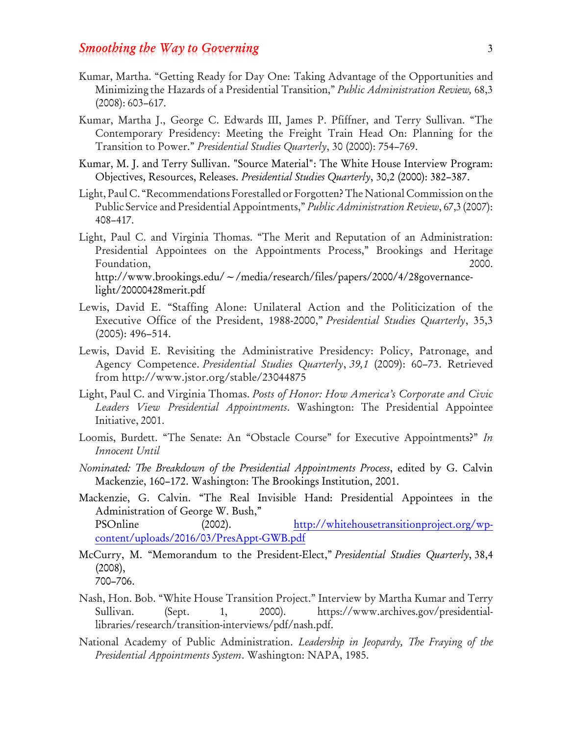Kumar, Martha. “Getting Ready for Day One: Taking Advantage of the Opportunities and Minimizing the Hazards of a Presidential Transition,” *Public Administration Review,* 68,3 (2008): 603–617.

Kumar, Martha J., George C. Edwards III, James P. Pfiffner, and Terry Sullivan. “The Contemporary Presidency: Meeting the Freight Train Head On: Planning for the Transition to Power.” *Presidential Studies Quarterly*, 30 (2000): 754–769.

Kumar, M. J. and Terry Sullivan. "Source Material": The White House Interview Program: Objectives, Resources, Releases. *Presidential Studies Quarterly*, 30,2 (2000): 382–387.

Light, Paul C. “Recommendations Forestalled or Forgotten? The National Commission on the Public Service and Presidential Appointments,” *Public Administration Review*, 67,3 (2007): 408–417.

Light, Paul C. and Virginia Thomas. “The Merit and Reputation of an Administration: Presidential Appointees on the Appointments Process,” Brookings and Heritage Foundation, 2000. http://www.brookings.edu/~/media/research/files/papers/2000/4/28governance-light/20000428merit.pdf

Lewis, David E. “Staffing Alone: Unilateral Action and the Politicization of the Executive Office of the President, 1988-2000,” *Presidential Studies Quarterly*, 35,3 (2005): 496–514.

Lewis, David E. Revisiting the Administrative Presidency: Policy, Patronage, and Agency Competence. *Presidential Studies Quarterly*, *39,1* (2009): 60–73. Retrieved from http://www.jstor.org/stable/23044875

Light, Paul C. and Virginia Thomas. *Posts of Honor: How America's Corporate and Civic Leaders View Presidential Appointments*. Washington: The Presidential Appointee Initiative, 2001.

Loomis, Burdett. “The Senate: An “Obstacle Course” for Executive Appointments?” *In Innocent Until*

*Nominated: The Breakdown of the Presidential Appointments Process*, edited by G. Calvin Mackenzie, 160–172. Washington: The Brookings Institution, 2001.

Mackenzie, G. Calvin. “The Real Invisible Hand: Presidential Appointees in the Administration of George W. Bush,” PSOnline (2002). http://whitehousetransitionproject.org/wp-content/uploads/2016/03/PresAppt-GWB.pdf

McCurry, M. “Memorandum to the President-Elect,” *Presidential Studies Quarterly*, 38,4 (2008), 700–706.

Nash, Hon. Bob. “White House Transition Project.” Interview by Martha Kumar and Terry Sullivan. (Sept. 1, 2000). https://www.archives.gov/presidential-libraries/research/transition-interviews/pdf/nash.pdf.

National Academy of Public Administration. *Leadership in Jeopardy, The Fraying of the Presidential Appointments System*. Washington: NAPA, 1985.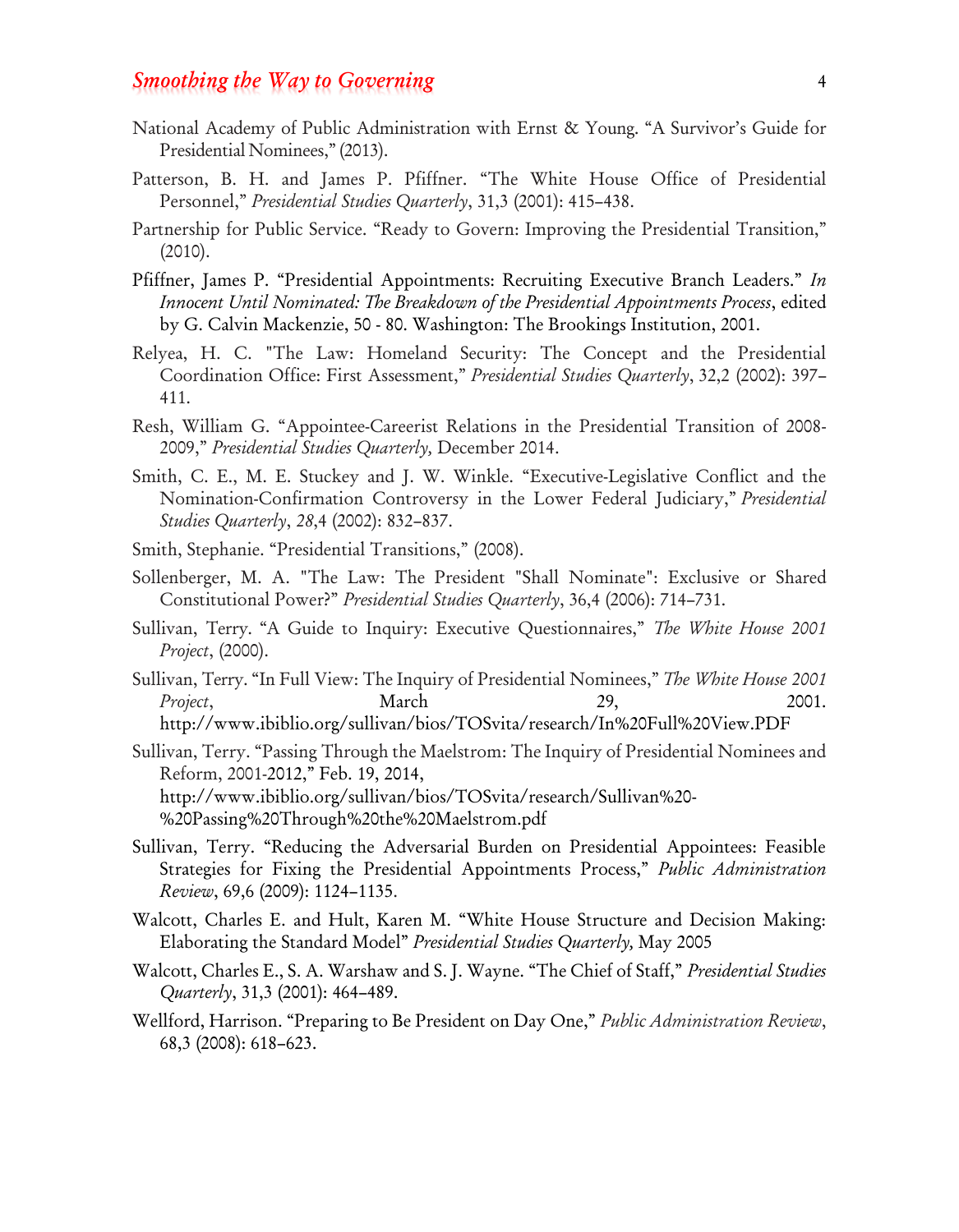National Academy of Public Administration with Ernst & Young. "A Survivor's Guide for Presidential Nominees," (2013).

Patterson, B. H. and James P. Pfiffner. "The White House Office of Presidential Personnel," *Presidential Studies Quarterly*, 31,3 (2001): 415–438.

Partnership for Public Service. "Ready to Govern: Improving the Presidential Transition," (2010).

Pfiffner, James P. "Presidential Appointments: Recruiting Executive Branch Leaders." *In Innocent Until Nominated: The Breakdown of the Presidential Appointments Process*, edited by G. Calvin Mackenzie, 50 - 80. Washington: The Brookings Institution, 2001.

Relyea, H. C. "The Law: Homeland Security: The Concept and the Presidential Coordination Office: First Assessment," *Presidential Studies Quarterly*, 32,2 (2002): 397–411.

Resh, William G. "Appointee-Careerist Relations in the Presidential Transition of 2008-2009," *Presidential Studies Quarterly,* December 2014.

Smith, C. E., M. E. Stuckey and J. W. Winkle. "Executive-Legislative Conflict and the Nomination-Confirmation Controversy in the Lower Federal Judiciary," *Presidential Studies Quarterly*, *28*,4 (2002): 832–837.

Smith, Stephanie. "Presidential Transitions," (2008).

Sollenberger, M. A. "The Law: The President "Shall Nominate": Exclusive or Shared Constitutional Power?" *Presidential Studies Quarterly*, 36,4 (2006): 714–731.

Sullivan, Terry. "A Guide to Inquiry: Executive Questionnaires," *The White House 2001 Project*, (2000).

Sullivan, Terry. "In Full View: The Inquiry of Presidential Nominees," *The White House 2001 Project*, March 29, 2001. http://www.ibiblio.org/sullivan/bios/TOSvita/research/In%20Full%20View.PDF

Sullivan, Terry. "Passing Through the Maelstrom: The Inquiry of Presidential Nominees and Reform, 2001-2012," Feb. 19, 2014, http://www.ibiblio.org/sullivan/bios/TOSvita/research/Sullivan%20-%20Passing%20Through%20the%20Maelstrom.pdf

Sullivan, Terry. "Reducing the Adversarial Burden on Presidential Appointees: Feasible Strategies for Fixing the Presidential Appointments Process," *Public Administration Review*, 69,6 (2009): 1124–1135.

Walcott, Charles E. and Hult, Karen M. "White House Structure and Decision Making: Elaborating the Standard Model" *Presidential Studies Quarterly,* May 2005

Walcott, Charles E., S. A. Warshaw and S. J. Wayne. "The Chief of Staff," *Presidential Studies Quarterly*, 31,3 (2001): 464–489.

Wellford, Harrison. "Preparing to Be President on Day One," *Public Administration Review*, 68,3 (2008): 618–623.